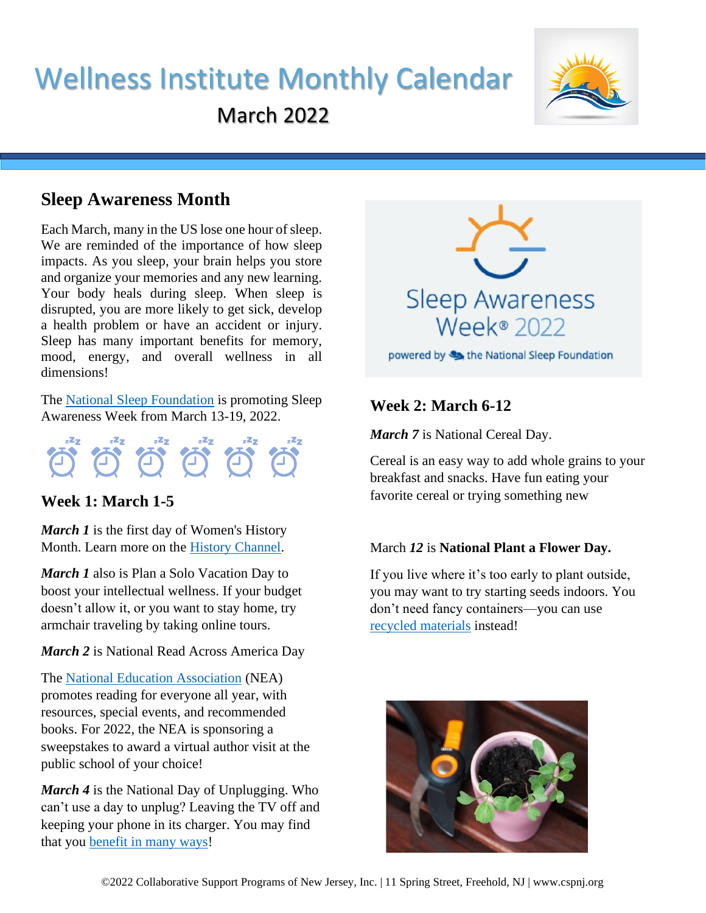# Wellness Institute Monthly Calendar

March 2022

## Sleep Awareness Month

Each March, many in the US lose one hour of sleep. We are reminded of the importance of how sleep impacts. As you sleep, your brain helps you store and organize your memories and any new learning. Your body heals during sleep. When sleep is disrupted, you are more likely to get sick, develop a health problem or have an accident or injury. Sleep has many important benefits for memory, mood, energy, and overall wellness in all dimensions!

The National Sleep Foundation is promoting Sleep Awareness Week from March 13-19, 2022.

## Week 1: March 1-5

***March 1*** is the first day of Women's History Month. Learn more on the History Channel.

***March 1*** also is Plan a Solo Vacation Day to boost your intellectual wellness. If your budget doesn't allow it, or you want to stay home, try armchair traveling by taking online tours.

***March 2*** is National Read Across America Day

The National Education Association (NEA) promotes reading for everyone all year, with resources, special events, and recommended books. For 2022, the NEA is sponsoring a sweepstakes to award a virtual author visit at the public school of your choice!

***March 4*** is the National Day of Unplugging. Who can't use a day to unplug? Leaving the TV off and keeping your phone in its charger. You may find that you benefit in many ways!

Sleep Awareness Week® 2022

powered by the National Sleep Foundation

## Week 2: March 6-12

***March 7*** is National Cereal Day.

Cereal is an easy way to add whole grains to your breakfast and snacks. Have fun eating your favorite cereal or trying something new

March ***12*** is **National Plant a Flower Day.**

If you live where it's too early to plant outside, you may want to try starting seeds indoors. You don't need fancy containers—you can use recycled materials instead!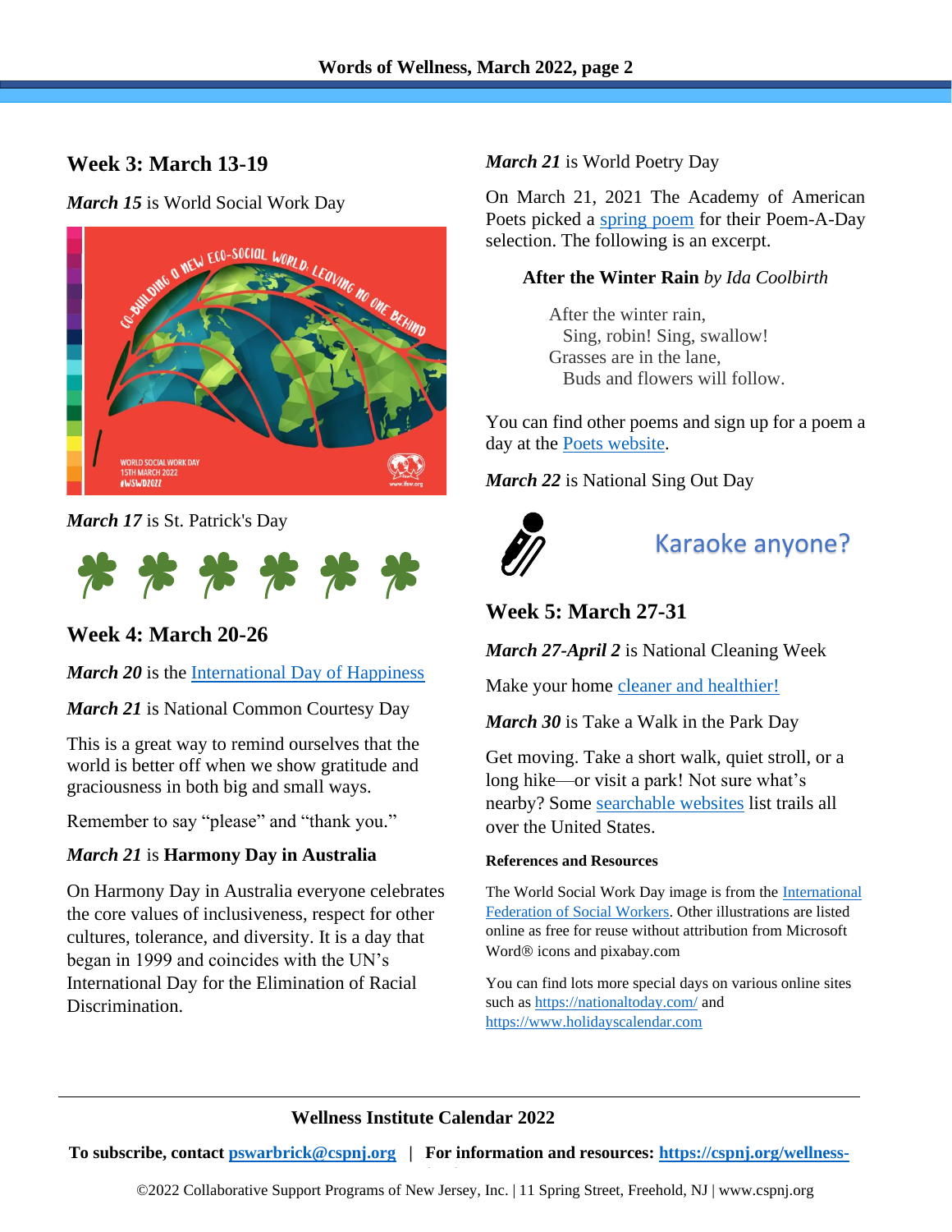## Week 3: March 13-19

***March 15*** is World Social Work Day

***March 17*** is St. Patrick's Day

## Week 4: March 20-26

***March 20*** is the International Day of Happiness

***March 21*** is National Common Courtesy Day

This is a great way to remind ourselves that the world is better off when we show gratitude and graciousness in both big and small ways.

Remember to say "please" and "thank you."

***March 21*** is **Harmony Day in Australia**

On Harmony Day in Australia everyone celebrates the core values of inclusiveness, respect for other cultures, tolerance, and diversity. It is a day that began in 1999 and coincides with the UN's International Day for the Elimination of Racial Discrimination.

***March 21*** is World Poetry Day

On March 21, 2021 The Academy of American Poets picked a spring poem for their Poem-A-Day selection. The following is an excerpt.

**After the Winter Rain** *by Ida Coolbirth*

After the winter rain,
Sing, robin! Sing, swallow!
Grasses are in the lane,
Buds and flowers will follow.

You can find other poems and sign up for a poem a day at the Poets website.

***March 22*** is National Sing Out Day

Karaoke anyone?

## Week 5: March 27-31

***March 27-April 2*** is National Cleaning Week

Make your home cleaner and healthier!

***March 30*** is Take a Walk in the Park Day

Get moving. Take a short walk, quiet stroll, or a long hike—or visit a park! Not sure what's nearby? Some searchable websites list trails all over the United States.

#### References and Resources

The World Social Work Day image is from the International Federation of Social Workers. Other illustrations are listed online as free for reuse without attribution from Microsoft Word® icons and pixabay.com

You can find lots more special days on various online sites such as https://nationaltoday.com/ and https://www.holidayscalendar.com

**Wellness Institute Calendar 2022**

**To subscribe, contact pswarbrick@cspnj.org | For information and resources: https://cspnj.org/wellness-**

©2022 Collaborative Support Programs of New Jersey, Inc. | 11 Spring Street, Freehold, NJ | www.cspnj.org